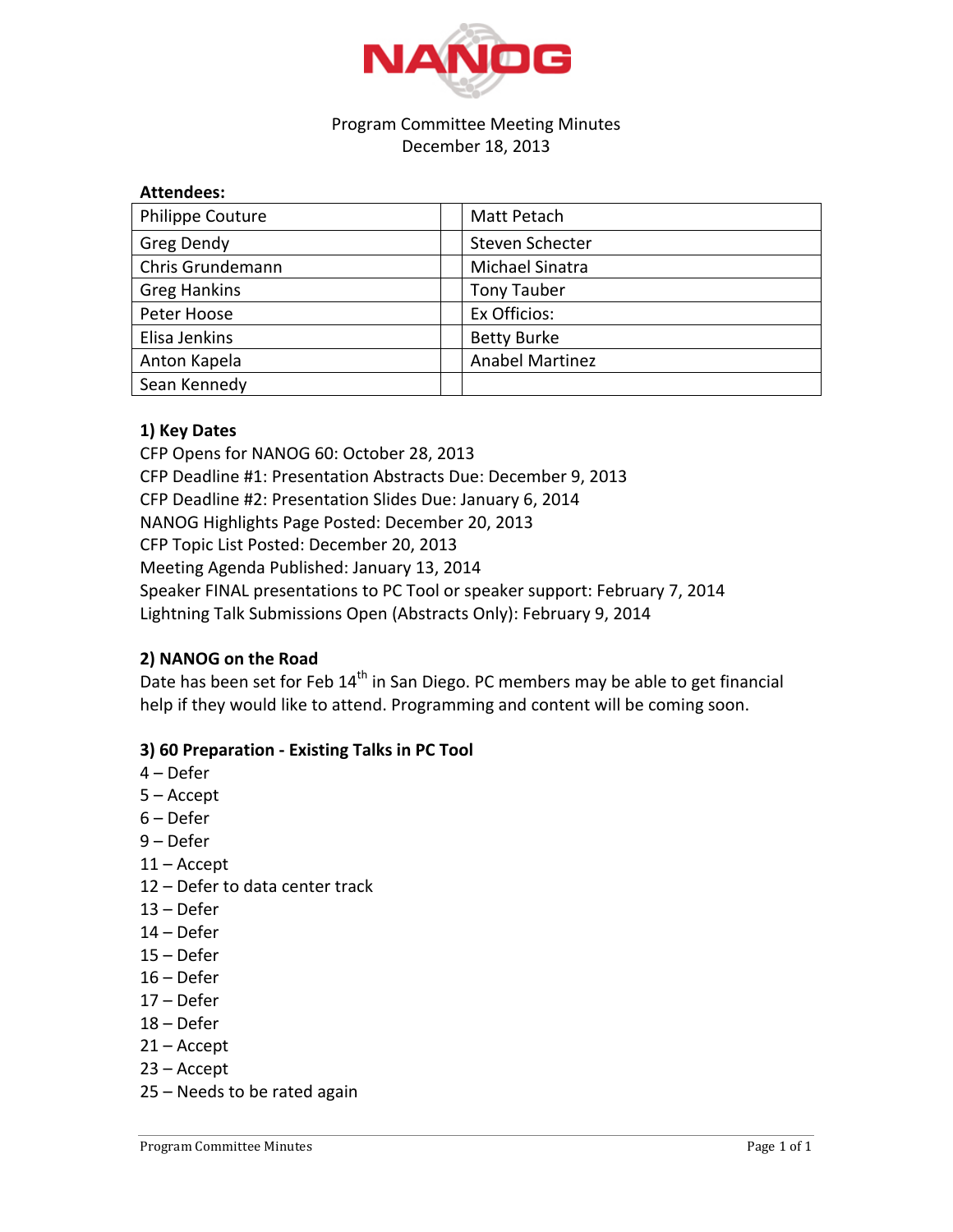NANOG

Program Committee Meeting Minutes
December 18, 2013

**Attendees:**

| | | |
|---|---|---|
| Philippe Couture | | Matt Petach |
| Greg Dendy | | Steven Schecter |
| Chris Grundemann | | Michael Sinatra |
| Greg Hankins | | Tony Tauber |
| Peter Hoose | | Ex Officios: |
| Elisa Jenkins | | Betty Burke |
| Anton Kapela | | Anabel Martinez |
| Sean Kennedy | | |

**1) Key Dates**

CFP Opens for NANOG 60: October 28, 2013
CFP Deadline #1: Presentation Abstracts Due: December 9, 2013
CFP Deadline #2: Presentation Slides Due: January 6, 2014
NANOG Highlights Page Posted: December 20, 2013
CFP Topic List Posted: December 20, 2013
Meeting Agenda Published: January 13, 2014
Speaker FINAL presentations to PC Tool or speaker support: February 7, 2014
Lightning Talk Submissions Open (Abstracts Only): February 9, 2014

**2) NANOG on the Road**

Date has been set for Feb 14th in San Diego. PC members may be able to get financial help if they would like to attend. Programming and content will be coming soon.

**3) 60 Preparation - Existing Talks in PC Tool**

4 – Defer
5 – Accept
6 – Defer
9 – Defer
11 – Accept
12 – Defer to data center track
13 – Defer
14 – Defer
15 – Defer
16 – Defer
17 – Defer
18 – Defer
21 – Accept
23 – Accept
25 – Needs to be rated again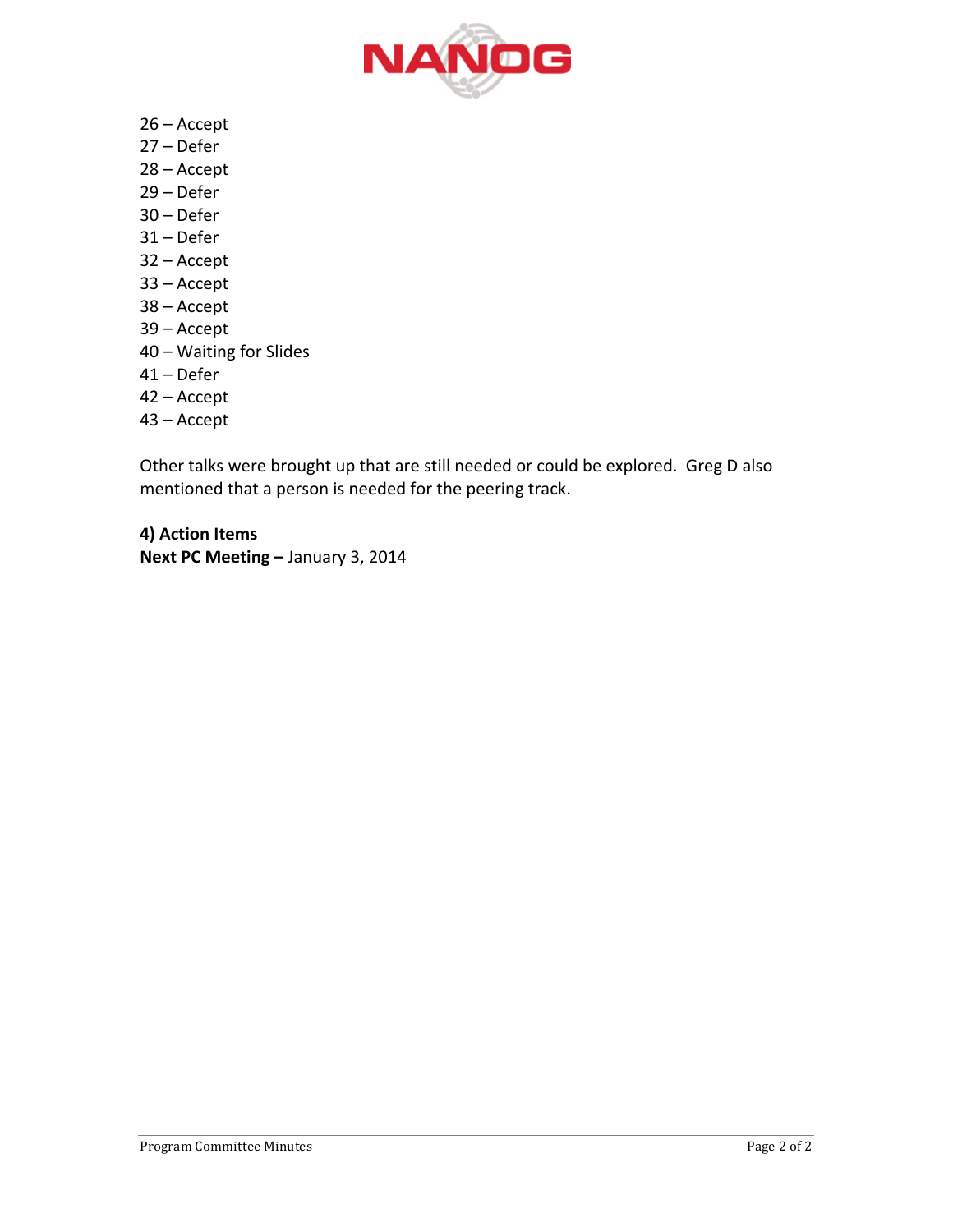26 – Accept
27 – Defer
28 – Accept
29 – Defer
30 – Defer
31 – Defer
32 – Accept
33 – Accept
38 – Accept
39 – Accept
40 – Waiting for Slides
41 – Defer
42 – Accept
43 – Accept

Other talks were brought up that are still needed or could be explored. Greg D also mentioned that a person is needed for the peering track.

**4) Action Items**

**Next PC Meeting –** January 3, 2014